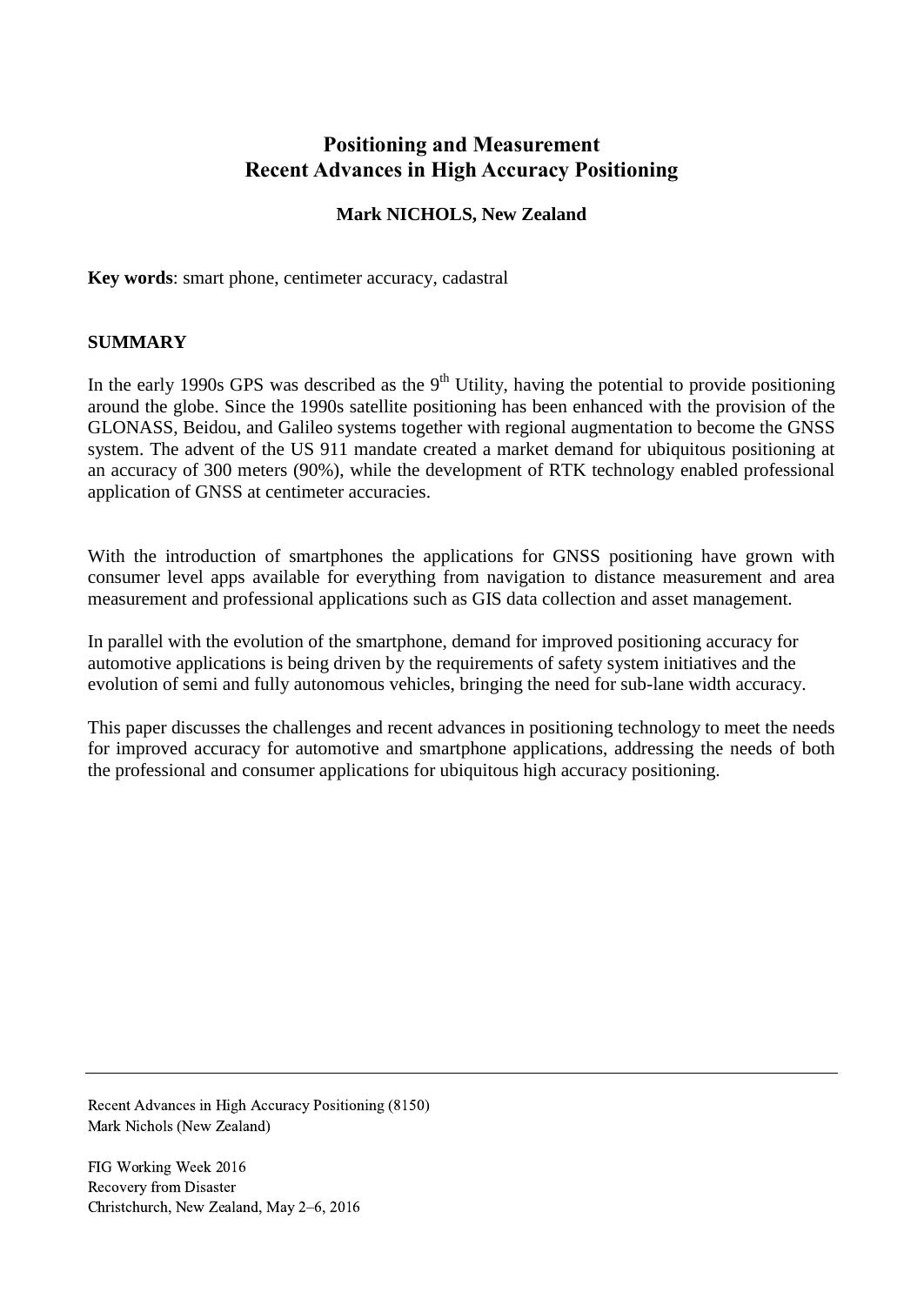# Positioning and Measurement
# Recent Advances in High Accuracy Positioning

**Mark NICHOLS, New Zealand**

**Key words**: smart phone, centimeter accuracy, cadastral

## SUMMARY

In the early 1990s GPS was described as the 9th Utility, having the potential to provide positioning around the globe. Since the 1990s satellite positioning has been enhanced with the provision of the GLONASS, Beidou, and Galileo systems together with regional augmentation to become the GNSS system. The advent of the US 911 mandate created a market demand for ubiquitous positioning at an accuracy of 300 meters (90%), while the development of RTK technology enabled professional application of GNSS at centimeter accuracies.

With the introduction of smartphones the applications for GNSS positioning have grown with consumer level apps available for everything from navigation to distance measurement and area measurement and professional applications such as GIS data collection and asset management.

In parallel with the evolution of the smartphone, demand for improved positioning accuracy for automotive applications is being driven by the requirements of safety system initiatives and the evolution of semi and fully autonomous vehicles, bringing the need for sub-lane width accuracy.

This paper discusses the challenges and recent advances in positioning technology to meet the needs for improved accuracy for automotive and smartphone applications, addressing the needs of both the professional and consumer applications for ubiquitous high accuracy positioning.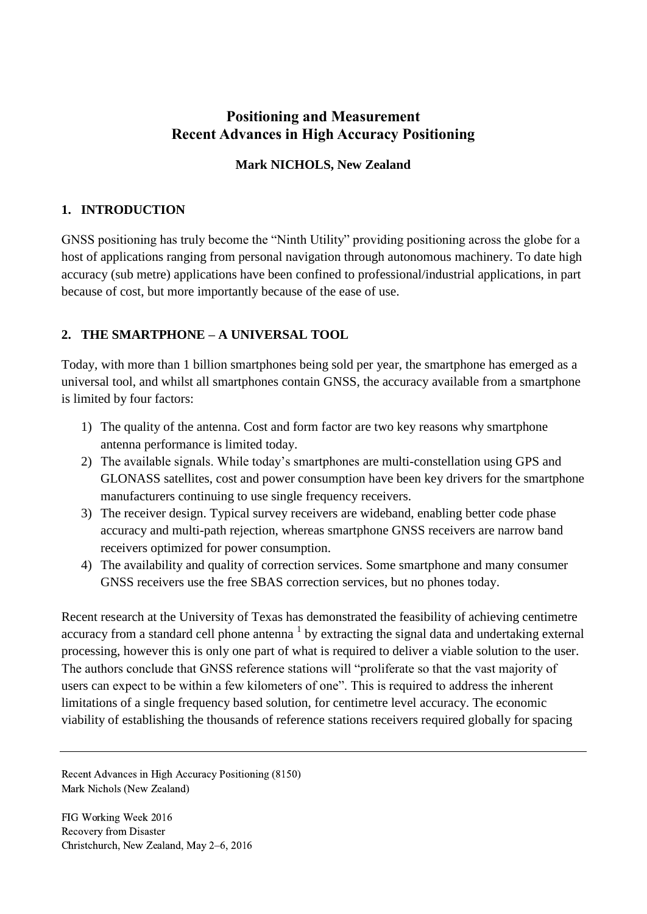# Positioning and Measurement
# Recent Advances in High Accuracy Positioning

**Mark NICHOLS, New Zealand**

## 1. INTRODUCTION

GNSS positioning has truly become the "Ninth Utility" providing positioning across the globe for a host of applications ranging from personal navigation through autonomous machinery. To date high accuracy (sub metre) applications have been confined to professional/industrial applications, in part because of cost, but more importantly because of the ease of use.

## 2. THE SMARTPHONE – A UNIVERSAL TOOL

Today, with more than 1 billion smartphones being sold per year, the smartphone has emerged as a universal tool, and whilst all smartphones contain GNSS, the accuracy available from a smartphone is limited by four factors:

1) The quality of the antenna. Cost and form factor are two key reasons why smartphone antenna performance is limited today.
2) The available signals. While today's smartphones are multi-constellation using GPS and GLONASS satellites, cost and power consumption have been key drivers for the smartphone manufacturers continuing to use single frequency receivers.
3) The receiver design. Typical survey receivers are wideband, enabling better code phase accuracy and multi-path rejection, whereas smartphone GNSS receivers are narrow band receivers optimized for power consumption.
4) The availability and quality of correction services. Some smartphone and many consumer GNSS receivers use the free SBAS correction services, but no phones today.

Recent research at the University of Texas has demonstrated the feasibility of achieving centimetre accuracy from a standard cell phone antenna [1] by extracting the signal data and undertaking external processing, however this is only one part of what is required to deliver a viable solution to the user. The authors conclude that GNSS reference stations will "proliferate so that the vast majority of users can expect to be within a few kilometers of one". This is required to address the inherent limitations of a single frequency based solution, for centimetre level accuracy. The economic viability of establishing the thousands of reference stations receivers required globally for spacing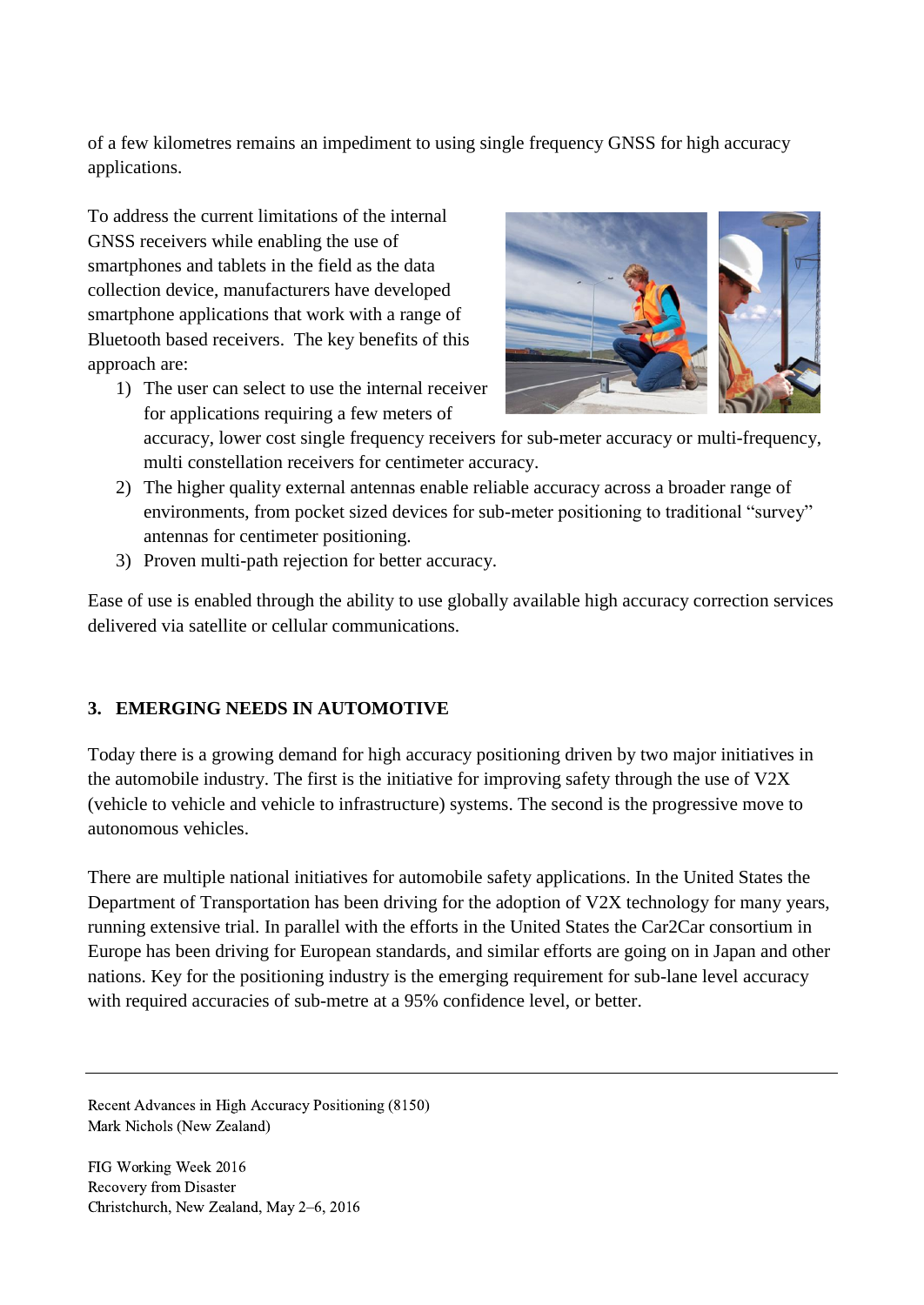of a few kilometres remains an impediment to using single frequency GNSS for high accuracy applications.

To address the current limitations of the internal GNSS receivers while enabling the use of smartphones and tablets in the field as the data collection device, manufacturers have developed smartphone applications that work with a range of Bluetooth based receivers. The key benefits of this approach are:

1) The user can select to use the internal receiver for applications requiring a few meters of accuracy, lower cost single frequency receivers for sub-meter accuracy or multi-frequency, multi constellation receivers for centimeter accuracy.
2) The higher quality external antennas enable reliable accuracy across a broader range of environments, from pocket sized devices for sub-meter positioning to traditional "survey" antennas for centimeter positioning.
3) Proven multi-path rejection for better accuracy.

Ease of use is enabled through the ability to use globally available high accuracy correction services delivered via satellite or cellular communications.

## 3. EMERGING NEEDS IN AUTOMOTIVE

Today there is a growing demand for high accuracy positioning driven by two major initiatives in the automobile industry. The first is the initiative for improving safety through the use of V2X (vehicle to vehicle and vehicle to infrastructure) systems. The second is the progressive move to autonomous vehicles.

There are multiple national initiatives for automobile safety applications. In the United States the Department of Transportation has been driving for the adoption of V2X technology for many years, running extensive trial. In parallel with the efforts in the United States the Car2Car consortium in Europe has been driving for European standards, and similar efforts are going on in Japan and other nations. Key for the positioning industry is the emerging requirement for sub-lane level accuracy with required accuracies of sub-metre at a 95% confidence level, or better.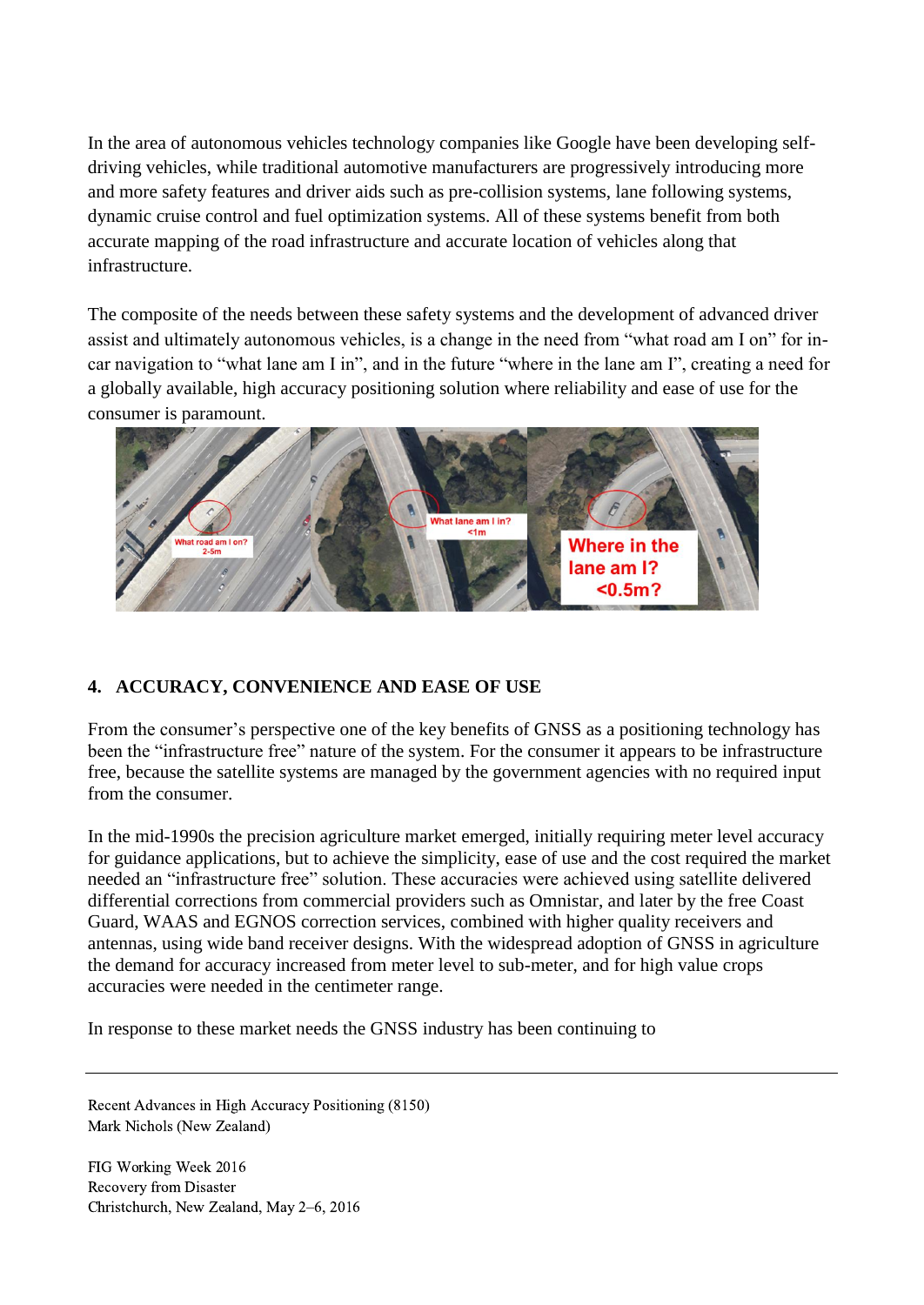In the area of autonomous vehicles technology companies like Google have been developing self-driving vehicles, while traditional automotive manufacturers are progressively introducing more and more safety features and driver aids such as pre-collision systems, lane following systems, dynamic cruise control and fuel optimization systems. All of these systems benefit from both accurate mapping of the road infrastructure and accurate location of vehicles along that infrastructure.

The composite of the needs between these safety systems and the development of advanced driver assist and ultimately autonomous vehicles, is a change in the need from "what road am I on" for in-car navigation to "what lane am I in", and in the future "where in the lane am I", creating a need for a globally available, high accuracy positioning solution where reliability and ease of use for the consumer is paramount.

## 4. ACCURACY, CONVENIENCE AND EASE OF USE

From the consumer's perspective one of the key benefits of GNSS as a positioning technology has been the "infrastructure free" nature of the system. For the consumer it appears to be infrastructure free, because the satellite systems are managed by the government agencies with no required input from the consumer.

In the mid-1990s the precision agriculture market emerged, initially requiring meter level accuracy for guidance applications, but to achieve the simplicity, ease of use and the cost required the market needed an "infrastructure free" solution. These accuracies were achieved using satellite delivered differential corrections from commercial providers such as Omnistar, and later by the free Coast Guard, WAAS and EGNOS correction services, combined with higher quality receivers and antennas, using wide band receiver designs. With the widespread adoption of GNSS in agriculture the demand for accuracy increased from meter level to sub-meter, and for high value crops accuracies were needed in the centimeter range.

In response to these market needs the GNSS industry has been continuing to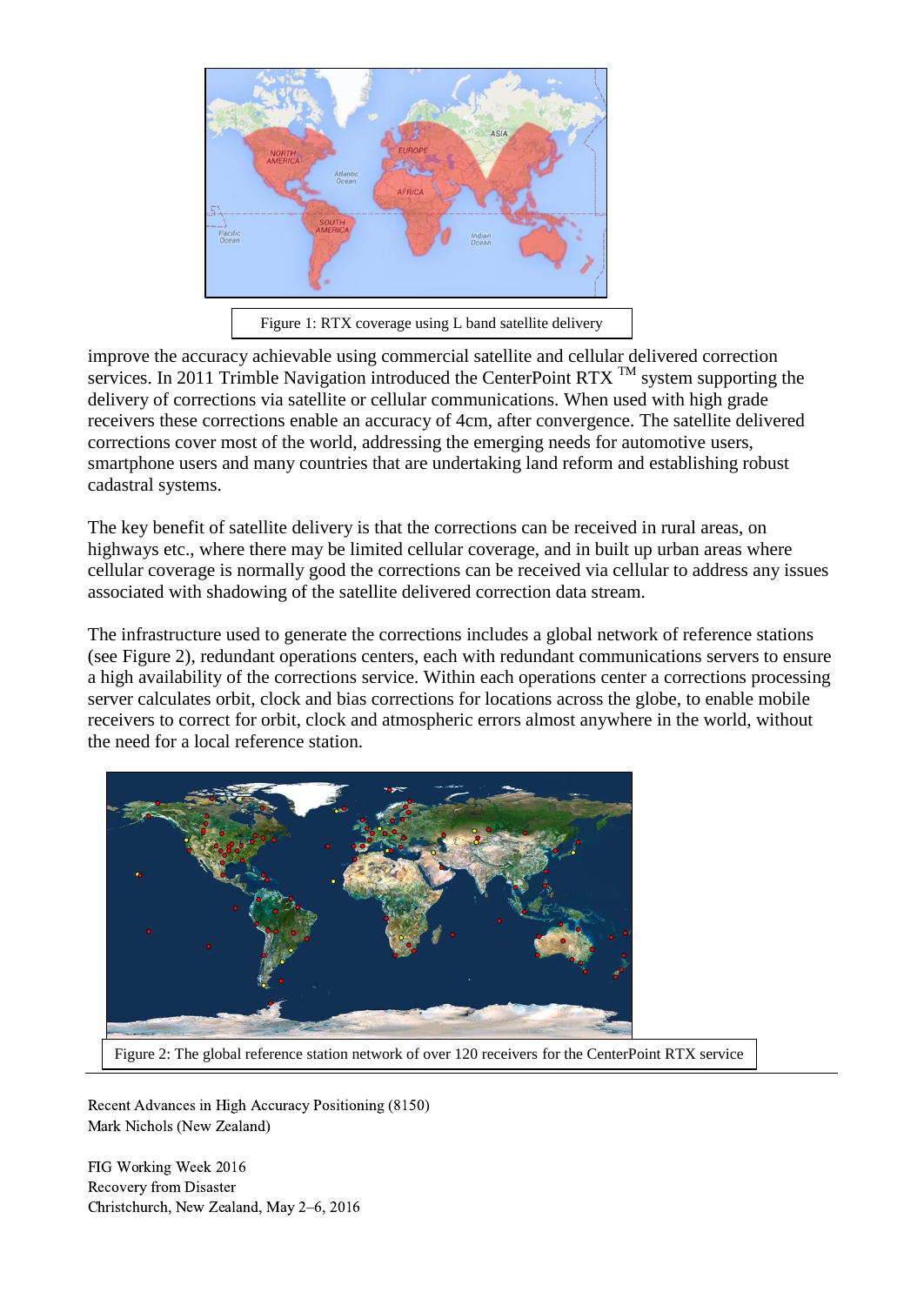Figure 1: RTX coverage using L band satellite delivery

improve the accuracy achievable using commercial satellite and cellular delivered correction services. In 2011 Trimble Navigation introduced the CenterPoint RTX ™ system supporting the delivery of corrections via satellite or cellular communications. When used with high grade receivers these corrections enable an accuracy of 4cm, after convergence. The satellite delivered corrections cover most of the world, addressing the emerging needs for automotive users, smartphone users and many countries that are undertaking land reform and establishing robust cadastral systems.

The key benefit of satellite delivery is that the corrections can be received in rural areas, on highways etc., where there may be limited cellular coverage, and in built up urban areas where cellular coverage is normally good the corrections can be received via cellular to address any issues associated with shadowing of the satellite delivered correction data stream.

The infrastructure used to generate the corrections includes a global network of reference stations (see Figure 2), redundant operations centers, each with redundant communications servers to ensure a high availability of the corrections service. Within each operations center a corrections processing server calculates orbit, clock and bias corrections for locations across the globe, to enable mobile receivers to correct for orbit, clock and atmospheric errors almost anywhere in the world, without the need for a local reference station.

Figure 2: The global reference station network of over 120 receivers for the CenterPoint RTX service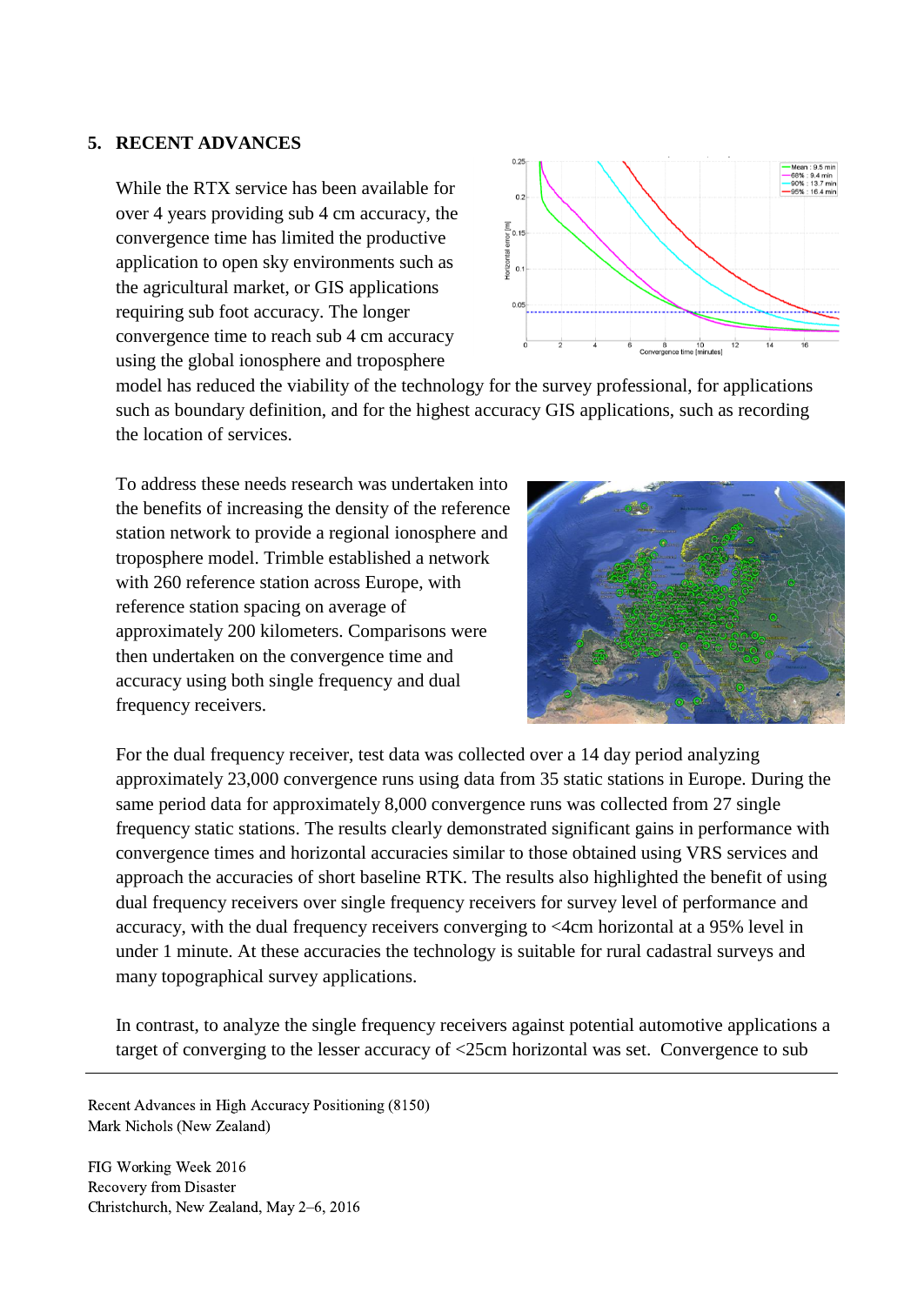## 5. RECENT ADVANCES

While the RTX service has been available for over 4 years providing sub 4 cm accuracy, the convergence time has limited the productive application to open sky environments such as the agricultural market, or GIS applications requiring sub foot accuracy. The longer convergence time to reach sub 4 cm accuracy using the global ionosphere and troposphere model has reduced the viability of the technology for the survey professional, for applications such as boundary definition, and for the highest accuracy GIS applications, such as recording the location of services.

To address these needs research was undertaken into the benefits of increasing the density of the reference station network to provide a regional ionosphere and troposphere model. Trimble established a network with 260 reference station across Europe, with reference station spacing on average of approximately 200 kilometers. Comparisons were then undertaken on the convergence time and accuracy using both single frequency and dual frequency receivers.

For the dual frequency receiver, test data was collected over a 14 day period analyzing approximately 23,000 convergence runs using data from 35 static stations in Europe. During the same period data for approximately 8,000 convergence runs was collected from 27 single frequency static stations. The results clearly demonstrated significant gains in performance with convergence times and horizontal accuracies similar to those obtained using VRS services and approach the accuracies of short baseline RTK. The results also highlighted the benefit of using dual frequency receivers over single frequency receivers for survey level of performance and accuracy, with the dual frequency receivers converging to <4cm horizontal at a 95% level in under 1 minute. At these accuracies the technology is suitable for rural cadastral surveys and many topographical survey applications.

In contrast, to analyze the single frequency receivers against potential automotive applications a target of converging to the lesser accuracy of <25cm horizontal was set. Convergence to sub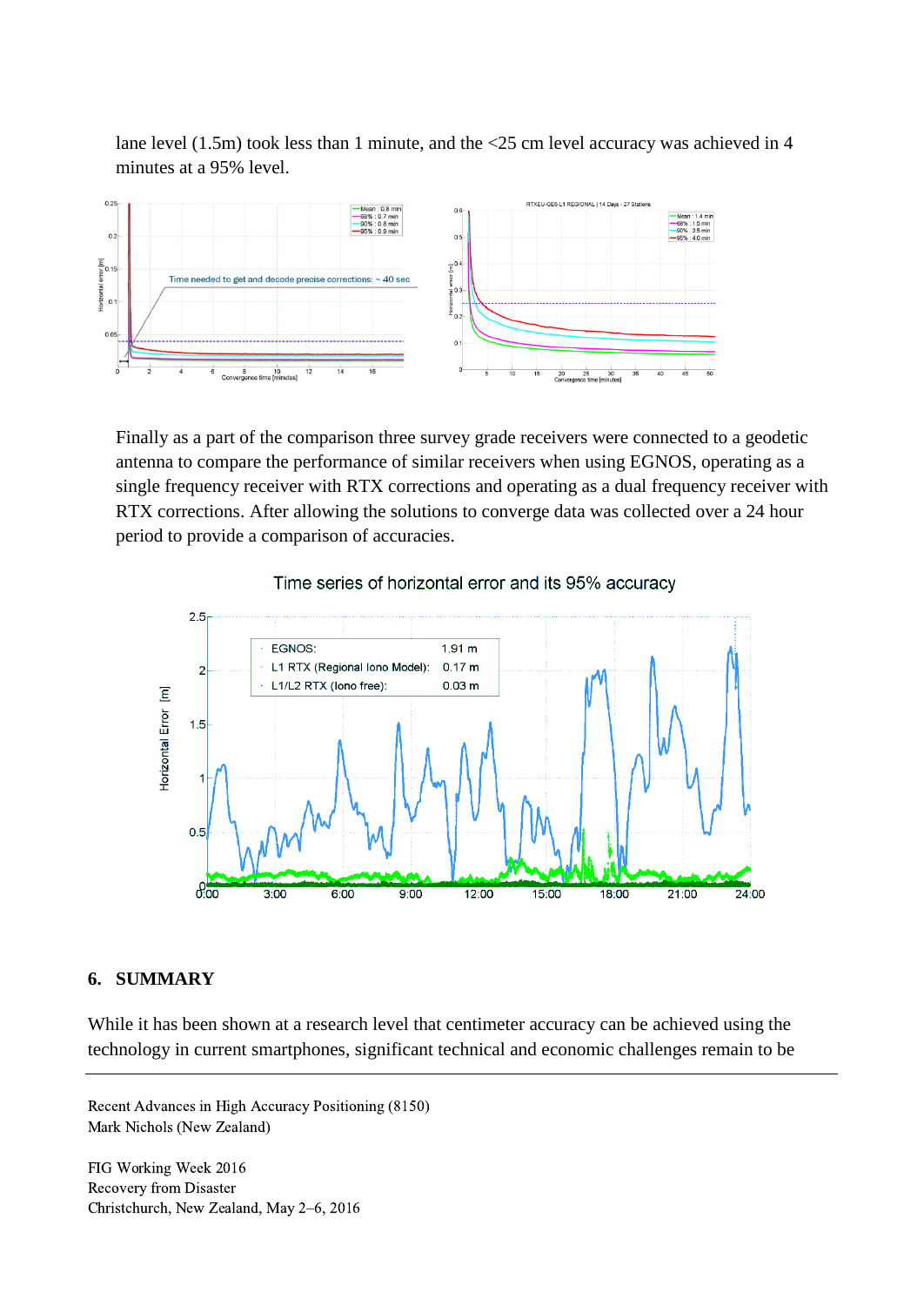lane level (1.5m) took less than 1 minute, and the <25 cm level accuracy was achieved in 4 minutes at a 95% level.

Finally as a part of the comparison three survey grade receivers were connected to a geodetic antenna to compare the performance of similar receivers when using EGNOS, operating as a single frequency receiver with RTX corrections and operating as a dual frequency receiver with RTX corrections. After allowing the solutions to converge data was collected over a 24 hour period to provide a comparison of accuracies.

## 6. SUMMARY

While it has been shown at a research level that centimeter accuracy can be achieved using the technology in current smartphones, significant technical and economic challenges remain to be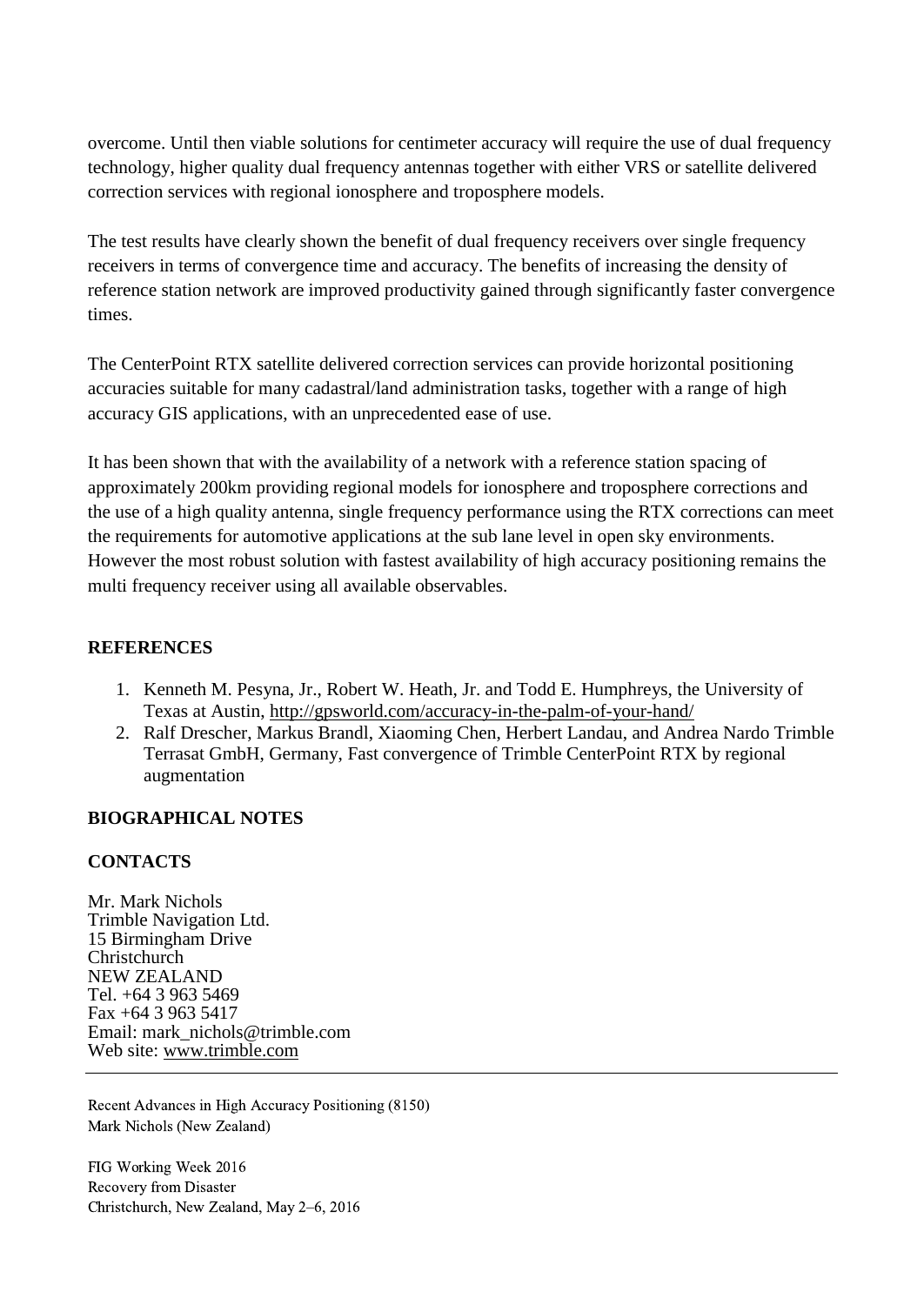overcome. Until then viable solutions for centimeter accuracy will require the use of dual frequency technology, higher quality dual frequency antennas together with either VRS or satellite delivered correction services with regional ionosphere and troposphere models.

The test results have clearly shown the benefit of dual frequency receivers over single frequency receivers in terms of convergence time and accuracy. The benefits of increasing the density of reference station network are improved productivity gained through significantly faster convergence times.

The CenterPoint RTX satellite delivered correction services can provide horizontal positioning accuracies suitable for many cadastral/land administration tasks, together with a range of high accuracy GIS applications, with an unprecedented ease of use.

It has been shown that with the availability of a network with a reference station spacing of approximately 200km providing regional models for ionosphere and troposphere corrections and the use of a high quality antenna, single frequency performance using the RTX corrections can meet the requirements for automotive applications at the sub lane level in open sky environments. However the most robust solution with fastest availability of high accuracy positioning remains the multi frequency receiver using all available observables.

## REFERENCES

1. Kenneth M. Pesyna, Jr., Robert W. Heath, Jr. and Todd E. Humphreys, the University of Texas at Austin, http://gpsworld.com/accuracy-in-the-palm-of-your-hand/
2. Ralf Drescher, Markus Brandl, Xiaoming Chen, Herbert Landau, and Andrea Nardo Trimble Terrasat GmbH, Germany, Fast convergence of Trimble CenterPoint RTX by regional augmentation

## BIOGRAPHICAL NOTES

## CONTACTS

Mr. Mark Nichols
Trimble Navigation Ltd.
15 Birmingham Drive
Christchurch
NEW ZEALAND
Tel. +64 3 963 5469
Fax +64 3 963 5417
Email: mark_nichols@trimble.com
Web site: www.trimble.com